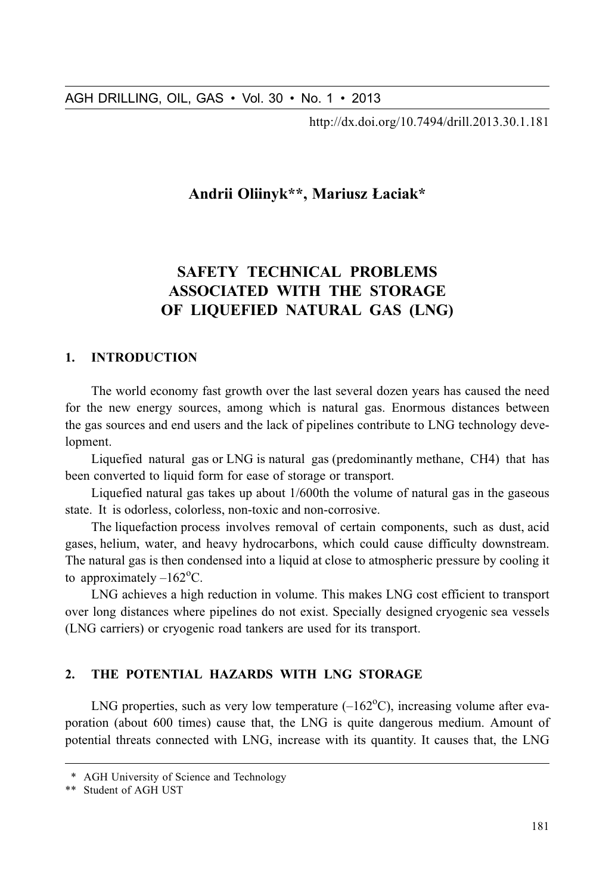Andrii Oliinyk**, Mariusz Łaciak*

# SAFETY TECHNICAL PROBLEMS ASSOCIATED WITH THE STORAGE OF LIQUEFIED NATURAL GAS (LNG)

## 1. INTRODUCTION

The world economy fast growth over the last several dozen years has caused the need for the new energy sources, among which is natural gas. Enormous distances between the gas sources and end users and the lack of pipelines contribute to LNG technology development.

Liquefied natural gas or LNG is natural gas (predominantly methane, $CH_4$) that has been converted to liquid form for ease of storage or transport.

Liquefied natural gas takes up about 1/600th the volume of natural gas in the gaseous state. It is odorless, colorless, non-toxic and non-corrosive.

The liquefaction process involves removal of certain components, such as dust, acid gases, helium, water, and heavy hydrocarbons, which could cause difficulty downstream. The natural gas is then condensed into a liquid at close to atmospheric pressure by cooling it to approximately $-162^{o}C$.

LNG achieves a high reduction in volume. This makes LNG cost efficient to transport over long distances where pipelines do not exist. Specially designed cryogenic sea vessels (LNG carriers) or cryogenic road tankers are used for its transport.

## 2. THE POTENTIAL HAZARDS WITH LNG STORAGE

LNG properties, such as very low temperature ($-162^{o}C$), increasing volume after evaporation (about 600 times) cause that, the LNG is quite dangerous medium. Amount of potential threats connected with LNG, increase with its quantity. It causes that, the LNG

* AGH University of Science and Technology
** Student of AGH UST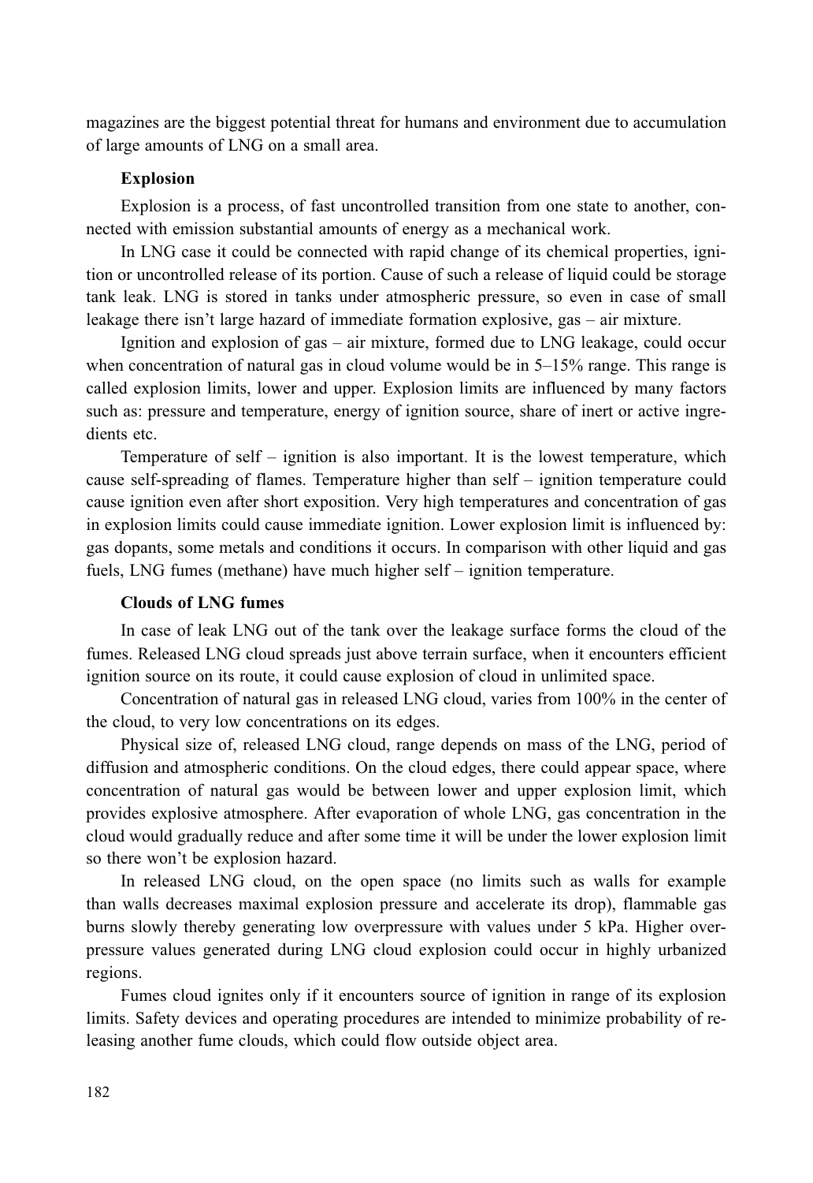magazines are the biggest potential threat for humans and environment due to accumulation of large amounts of LNG on a small area.

**Explosion**

Explosion is a process, of fast uncontrolled transition from one state to another, connected with emission substantial amounts of energy as a mechanical work.

In LNG case it could be connected with rapid change of its chemical properties, ignition or uncontrolled release of its portion. Cause of such a release of liquid could be storage tank leak. LNG is stored in tanks under atmospheric pressure, so even in case of small leakage there isn't large hazard of immediate formation explosive, gas – air mixture.

Ignition and explosion of gas – air mixture, formed due to LNG leakage, could occur when concentration of natural gas in cloud volume would be in 5–15% range. This range is called explosion limits, lower and upper. Explosion limits are influenced by many factors such as: pressure and temperature, energy of ignition source, share of inert or active ingredients etc.

Temperature of self – ignition is also important. It is the lowest temperature, which cause self-spreading of flames. Temperature higher than self – ignition temperature could cause ignition even after short exposition. Very high temperatures and concentration of gas in explosion limits could cause immediate ignition. Lower explosion limit is influenced by: gas dopants, some metals and conditions it occurs. In comparison with other liquid and gas fuels, LNG fumes (methane) have much higher self – ignition temperature.

**Clouds of LNG fumes**

In case of leak LNG out of the tank over the leakage surface forms the cloud of the fumes. Released LNG cloud spreads just above terrain surface, when it encounters efficient ignition source on its route, it could cause explosion of cloud in unlimited space.

Concentration of natural gas in released LNG cloud, varies from 100% in the center of the cloud, to very low concentrations on its edges.

Physical size of, released LNG cloud, range depends on mass of the LNG, period of diffusion and atmospheric conditions. On the cloud edges, there could appear space, where concentration of natural gas would be between lower and upper explosion limit, which provides explosive atmosphere. After evaporation of whole LNG, gas concentration in the cloud would gradually reduce and after some time it will be under the lower explosion limit so there won't be explosion hazard.

In released LNG cloud, on the open space (no limits such as walls for example than walls decreases maximal explosion pressure and accelerate its drop), flammable gas burns slowly thereby generating low overpressure with values under 5 kPa. Higher overpressure values generated during LNG cloud explosion could occur in highly urbanized regions.

Fumes cloud ignites only if it encounters source of ignition in range of its explosion limits. Safety devices and operating procedures are intended to minimize probability of releasing another fume clouds, which could flow outside object area.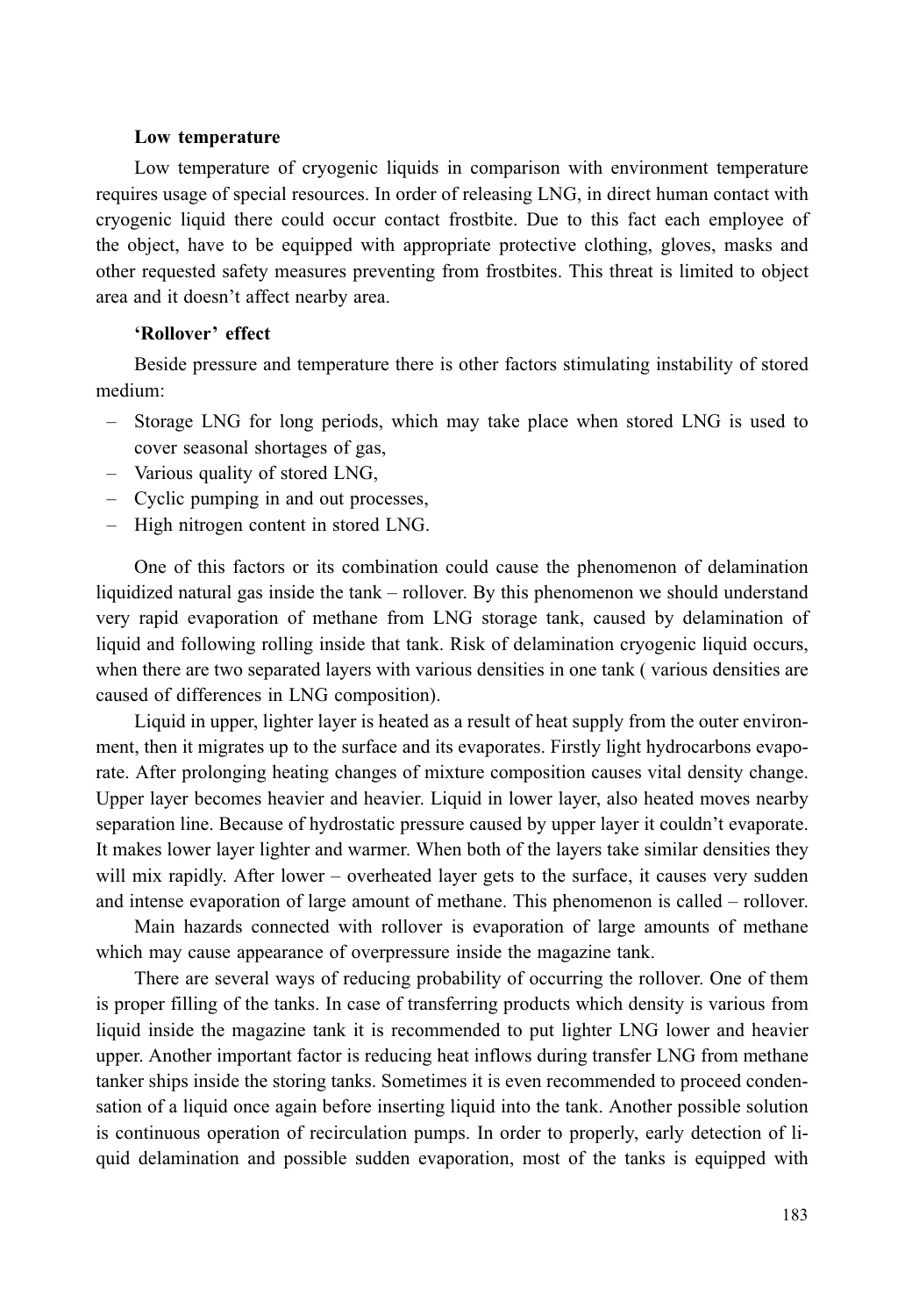**Low temperature**

Low temperature of cryogenic liquids in comparison with environment temperature requires usage of special resources. In order of releasing LNG, in direct human contact with cryogenic liquid there could occur contact frostbite. Due to this fact each employee of the object, have to be equipped with appropriate protective clothing, gloves, masks and other requested safety measures preventing from frostbites. This threat is limited to object area and it doesn't affect nearby area.

**'Rollover' effect**

Beside pressure and temperature there is other factors stimulating instability of stored medium:

- Storage LNG for long periods, which may take place when stored LNG is used to cover seasonal shortages of gas,
- Various quality of stored LNG,
- Cyclic pumping in and out processes,
- High nitrogen content in stored LNG.

One of this factors or its combination could cause the phenomenon of delamination liquidized natural gas inside the tank – rollover. By this phenomenon we should understand very rapid evaporation of methane from LNG storage tank, caused by delamination of liquid and following rolling inside that tank. Risk of delamination cryogenic liquid occurs, when there are two separated layers with various densities in one tank ( various densities are caused of differences in LNG composition).

Liquid in upper, lighter layer is heated as a result of heat supply from the outer environment, then it migrates up to the surface and its evaporates. Firstly light hydrocarbons evaporate. After prolonging heating changes of mixture composition causes vital density change. Upper layer becomes heavier and heavier. Liquid in lower layer, also heated moves nearby separation line. Because of hydrostatic pressure caused by upper layer it couldn't evaporate. It makes lower layer lighter and warmer. When both of the layers take similar densities they will mix rapidly. After lower – overheated layer gets to the surface, it causes very sudden and intense evaporation of large amount of methane. This phenomenon is called – rollover.

Main hazards connected with rollover is evaporation of large amounts of methane which may cause appearance of overpressure inside the magazine tank.

There are several ways of reducing probability of occurring the rollover. One of them is proper filling of the tanks. In case of transferring products which density is various from liquid inside the magazine tank it is recommended to put lighter LNG lower and heavier upper. Another important factor is reducing heat inflows during transfer LNG from methane tanker ships inside the storing tanks. Sometimes it is even recommended to proceed condensation of a liquid once again before inserting liquid into the tank. Another possible solution is continuous operation of recirculation pumps. In order to properly, early detection of liquid delamination and possible sudden evaporation, most of the tanks is equipped with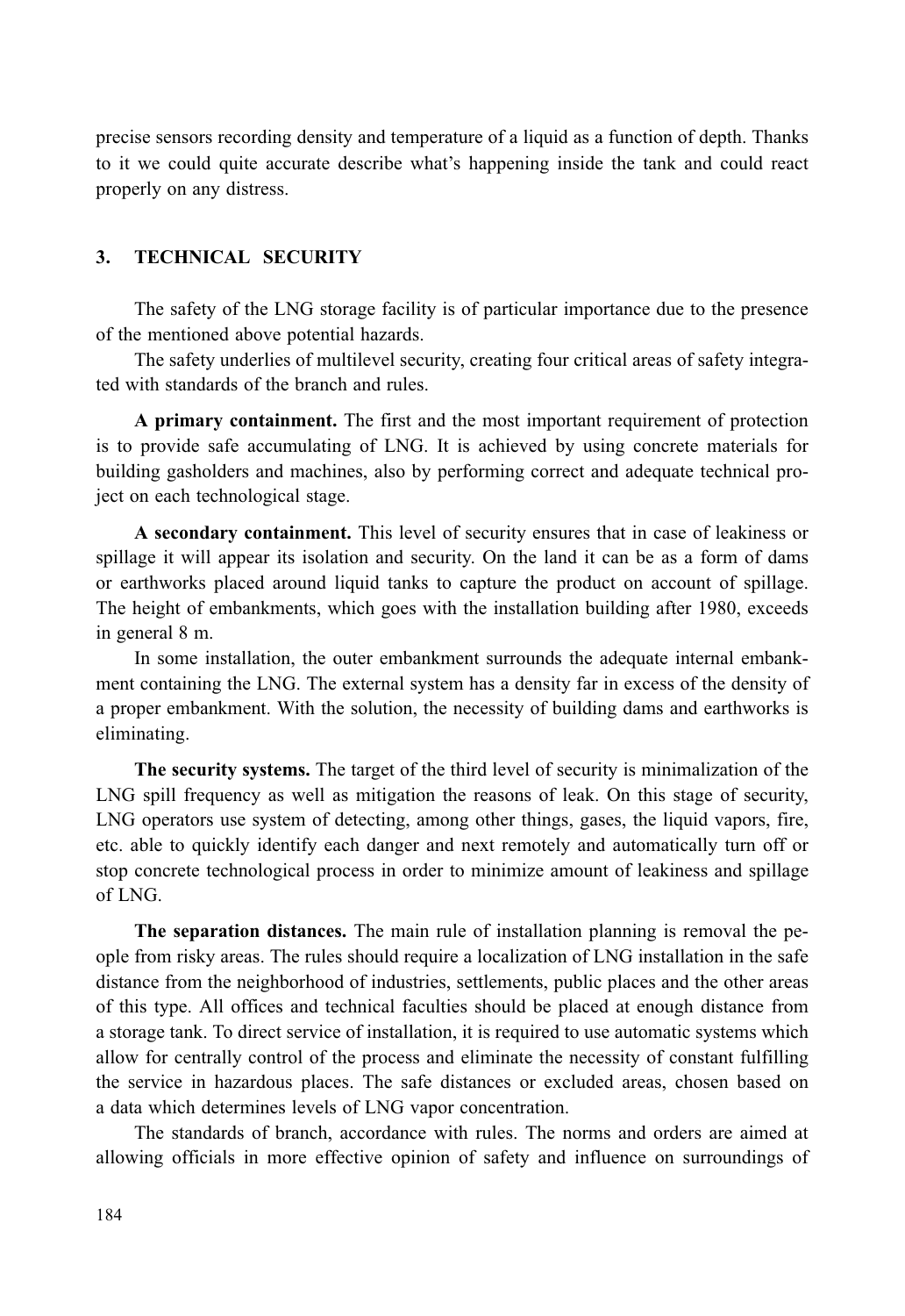precise sensors recording density and temperature of a liquid as a function of depth. Thanks to it we could quite accurate describe what's happening inside the tank and could react properly on any distress.

## 3. TECHNICAL SECURITY

The safety of the LNG storage facility is of particular importance due to the presence of the mentioned above potential hazards.

The safety underlies of multilevel security, creating four critical areas of safety integrated with standards of the branch and rules.

**A primary containment.** The first and the most important requirement of protection is to provide safe accumulating of LNG. It is achieved by using concrete materials for building gasholders and machines, also by performing correct and adequate technical project on each technological stage.

**A secondary containment.** This level of security ensures that in case of leakiness or spillage it will appear its isolation and security. On the land it can be as a form of dams or earthworks placed around liquid tanks to capture the product on account of spillage. The height of embankments, which goes with the installation building after 1980, exceeds in general 8 m.

In some installation, the outer embankment surrounds the adequate internal embankment containing the LNG. The external system has a density far in excess of the density of a proper embankment. With the solution, the necessity of building dams and earthworks is eliminating.

**The security systems.** The target of the third level of security is minimalization of the LNG spill frequency as well as mitigation the reasons of leak. On this stage of security, LNG operators use system of detecting, among other things, gases, the liquid vapors, fire, etc. able to quickly identify each danger and next remotely and automatically turn off or stop concrete technological process in order to minimize amount of leakiness and spillage of LNG.

**The separation distances.** The main rule of installation planning is removal the people from risky areas. The rules should require a localization of LNG installation in the safe distance from the neighborhood of industries, settlements, public places and the other areas of this type. All offices and technical faculties should be placed at enough distance from a storage tank. To direct service of installation, it is required to use automatic systems which allow for centrally control of the process and eliminate the necessity of constant fulfilling the service in hazardous places. The safe distances or excluded areas, chosen based on a data which determines levels of LNG vapor concentration.

The standards of branch, accordance with rules. The norms and orders are aimed at allowing officials in more effective opinion of safety and influence on surroundings of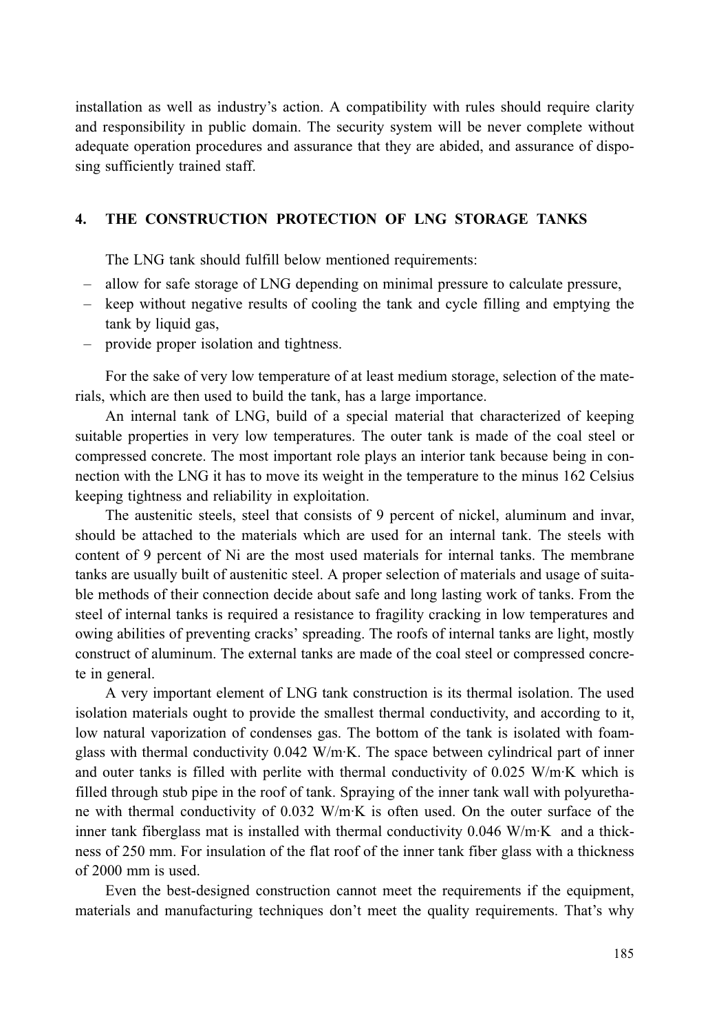installation as well as industry's action. A compatibility with rules should require clarity and responsibility in public domain. The security system will be never complete without adequate operation procedures and assurance that they are abided, and assurance of disposing sufficiently trained staff.

## 4. THE CONSTRUCTION PROTECTION OF LNG STORAGE TANKS

The LNG tank should fulfill below mentioned requirements:

- allow for safe storage of LNG depending on minimal pressure to calculate pressure,
- keep without negative results of cooling the tank and cycle filling and emptying the tank by liquid gas,
- provide proper isolation and tightness.

For the sake of very low temperature of at least medium storage, selection of the materials, which are then used to build the tank, has a large importance.

An internal tank of LNG, build of a special material that characterized of keeping suitable properties in very low temperatures. The outer tank is made of the coal steel or compressed concrete. The most important role plays an interior tank because being in connection with the LNG it has to move its weight in the temperature to the minus 162 Celsius keeping tightness and reliability in exploitation.

The austenitic steels, steel that consists of 9 percent of nickel, aluminum and invar, should be attached to the materials which are used for an internal tank. The steels with content of 9 percent of Ni are the most used materials for internal tanks. The membrane tanks are usually built of austenitic steel. A proper selection of materials and usage of suitable methods of their connection decide about safe and long lasting work of tanks. From the steel of internal tanks is required a resistance to fragility cracking in low temperatures and owing abilities of preventing cracks' spreading. The roofs of internal tanks are light, mostly construct of aluminum. The external tanks are made of the coal steel or compressed concrete in general.

A very important element of LNG tank construction is its thermal isolation. The used isolation materials ought to provide the smallest thermal conductivity, and according to it, low natural vaporization of condenses gas. The bottom of the tank is isolated with foamglass with thermal conductivity 0.042 W/m·K. The space between cylindrical part of inner and outer tanks is filled with perlite with thermal conductivity of 0.025 W/m·K which is filled through stub pipe in the roof of tank. Spraying of the inner tank wall with polyurethane with thermal conductivity of 0.032 W/m·K is often used. On the outer surface of the inner tank fiberglass mat is installed with thermal conductivity 0.046 W/m·K and a thickness of 250 mm. For insulation of the flat roof of the inner tank fiber glass with a thickness of 2000 mm is used.

Even the best-designed construction cannot meet the requirements if the equipment, materials and manufacturing techniques don't meet the quality requirements. That's why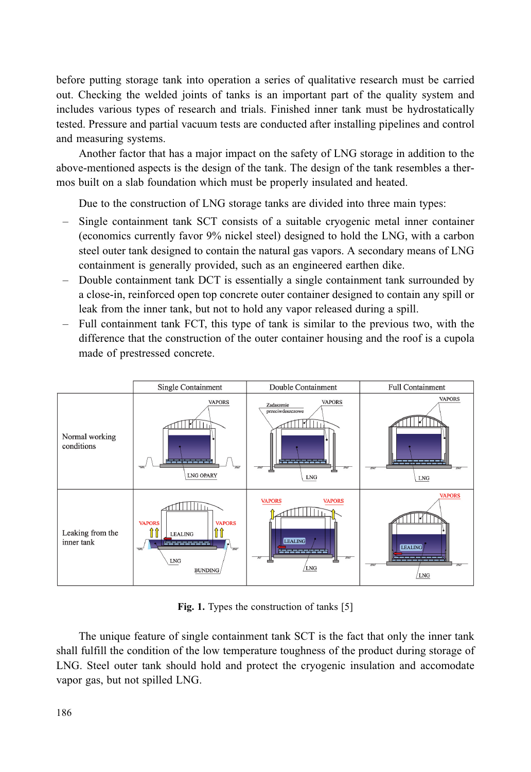before putting storage tank into operation a series of qualitative research must be carried out. Checking the welded joints of tanks is an important part of the quality system and includes various types of research and trials. Finished inner tank must be hydrostatically tested. Pressure and partial vacuum tests are conducted after installing pipelines and control and measuring systems.

Another factor that has a major impact on the safety of LNG storage in addition to the above-mentioned aspects is the design of the tank. The design of the tank resembles a thermos built on a slab foundation which must be properly insulated and heated.

Due to the construction of LNG storage tanks are divided into three main types:

- Single containment tank SCT consists of a suitable cryogenic metal inner container (economics currently favor 9% nickel steel) designed to hold the LNG, with a carbon steel outer tank designed to contain the natural gas vapors. A secondary means of LNG containment is generally provided, such as an engineered earthen dike.
- Double containment tank DCT is essentially a single containment tank surrounded by a close-in, reinforced open top concrete outer container designed to contain any spill or leak from the inner tank, but not to hold any vapor released during a spill.
- Full containment tank FCT, this type of tank is similar to the previous two, with the difference that the construction of the outer container housing and the roof is a cupola made of prestressed concrete.

| | Single Containment | Double Containment | Full Containment |
|---|---|---|---|
| Normal working conditions | VAPORS; LNG OPARY | Zadaszenie przeciwdeszczowe; VAPORS; LNG | VAPORS; LNG |
| Leaking from the inner tank | VAPORS; VAPORS; LEALING; LNG; BUNDING | VAPORS; VAPORS; LEALING; LNG | VAPORS; LEALING; LNG |

**Fig. 1.** Types the construction of tanks [5]

The unique feature of single containment tank SCT is the fact that only the inner tank shall fulfill the condition of the low temperature toughness of the product during storage of LNG. Steel outer tank should hold and protect the cryogenic insulation and accomodate vapor gas, but not spilled LNG.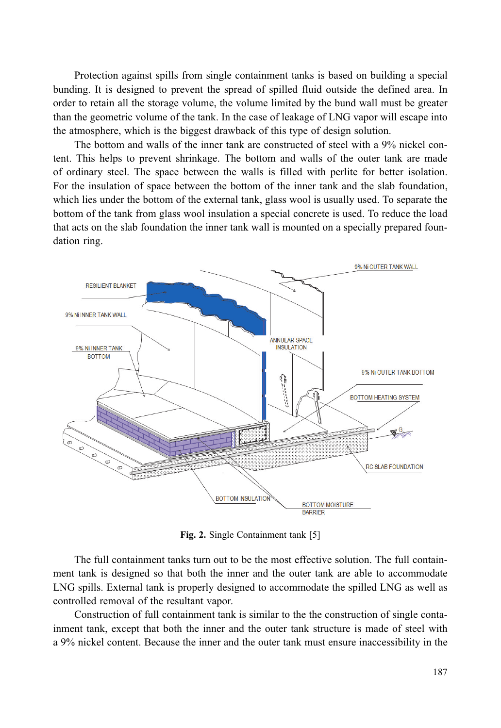Protection against spills from single containment tanks is based on building a special bunding. It is designed to prevent the spread of spilled fluid outside the defined area. In order to retain all the storage volume, the volume limited by the bund wall must be greater than the geometric volume of the tank. In the case of leakage of LNG vapor will escape into the atmosphere, which is the biggest drawback of this type of design solution.

The bottom and walls of the inner tank are constructed of steel with a 9% nickel content. This helps to prevent shrinkage. The bottom and walls of the outer tank are made of ordinary steel. The space between the walls is filled with perlite for better isolation. For the insulation of space between the bottom of the inner tank and the slab foundation, which lies under the bottom of the external tank, glass wool is usually used. To separate the bottom of the tank from glass wool insulation a special concrete is used. To reduce the load that acts on the slab foundation the inner tank wall is mounted on a specially prepared foundation ring.

**Fig. 2.** Single Containment tank [5]

The full containment tanks turn out to be the most effective solution. The full containment tank is designed so that both the inner and the outer tank are able to accommodate LNG spills. External tank is properly designed to accommodate the spilled LNG as well as controlled removal of the resultant vapor.

Construction of full containment tank is similar to the the construction of single containment tank, except that both the inner and the outer tank structure is made of steel with a 9% nickel content. Because the inner and the outer tank must ensure inaccessibility in the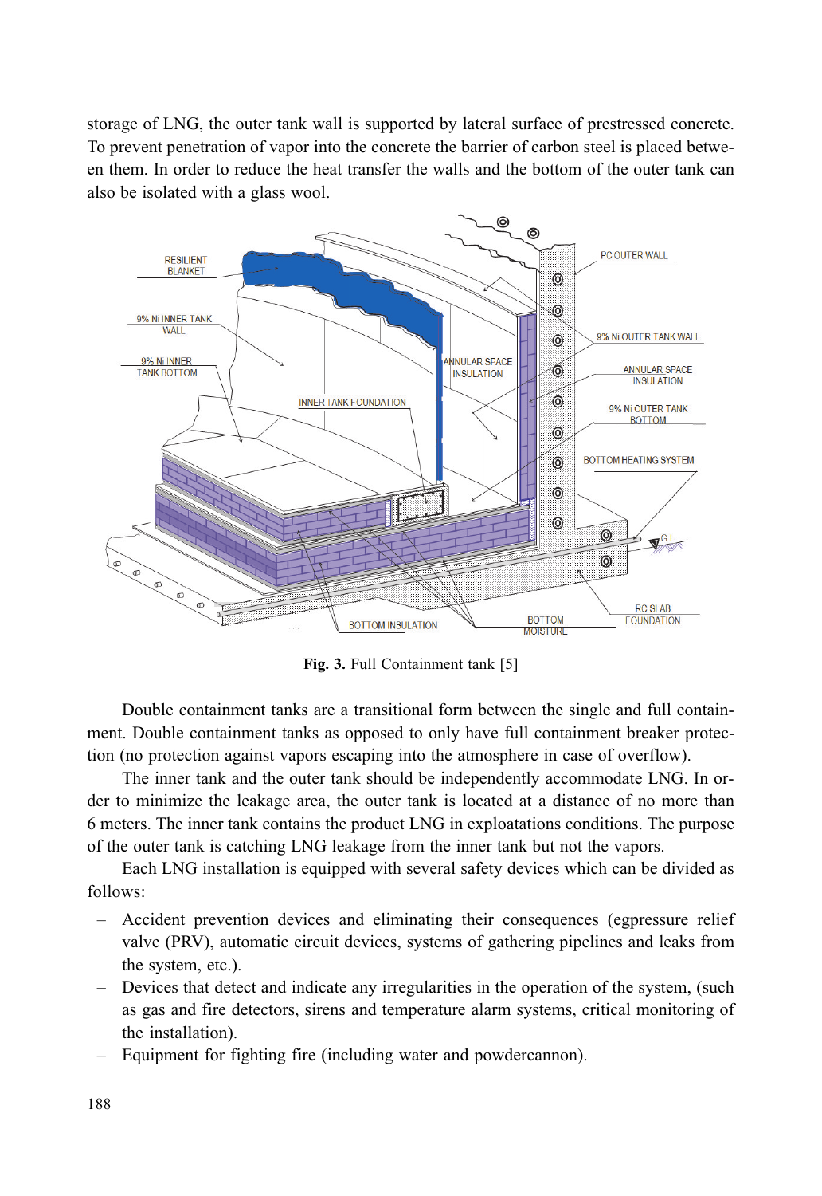storage of LNG, the outer tank wall is supported by lateral surface of prestressed concrete. To prevent penetration of vapor into the concrete the barrier of carbon steel is placed between them. In order to reduce the heat transfer the walls and the bottom of the outer tank can also be isolated with a glass wool.

**Fig. 3.** Full Containment tank [5]

Double containment tanks are a transitional form between the single and full containment. Double containment tanks as opposed to only have full containment breaker protection (no protection against vapors escaping into the atmosphere in case of overflow).

The inner tank and the outer tank should be independently accommodate LNG. In order to minimize the leakage area, the outer tank is located at a distance of no more than 6 meters. The inner tank contains the product LNG in exploatations conditions. The purpose of the outer tank is catching LNG leakage from the inner tank but not the vapors.

Each LNG installation is equipped with several safety devices which can be divided as follows:

- Accident prevention devices and eliminating their consequences (egpressure relief valve (PRV), automatic circuit devices, systems of gathering pipelines and leaks from the system, etc.).
- Devices that detect and indicate any irregularities in the operation of the system, (such as gas and fire detectors, sirens and temperature alarm systems, critical monitoring of the installation).
- Equipment for fighting fire (including water and powdercannon).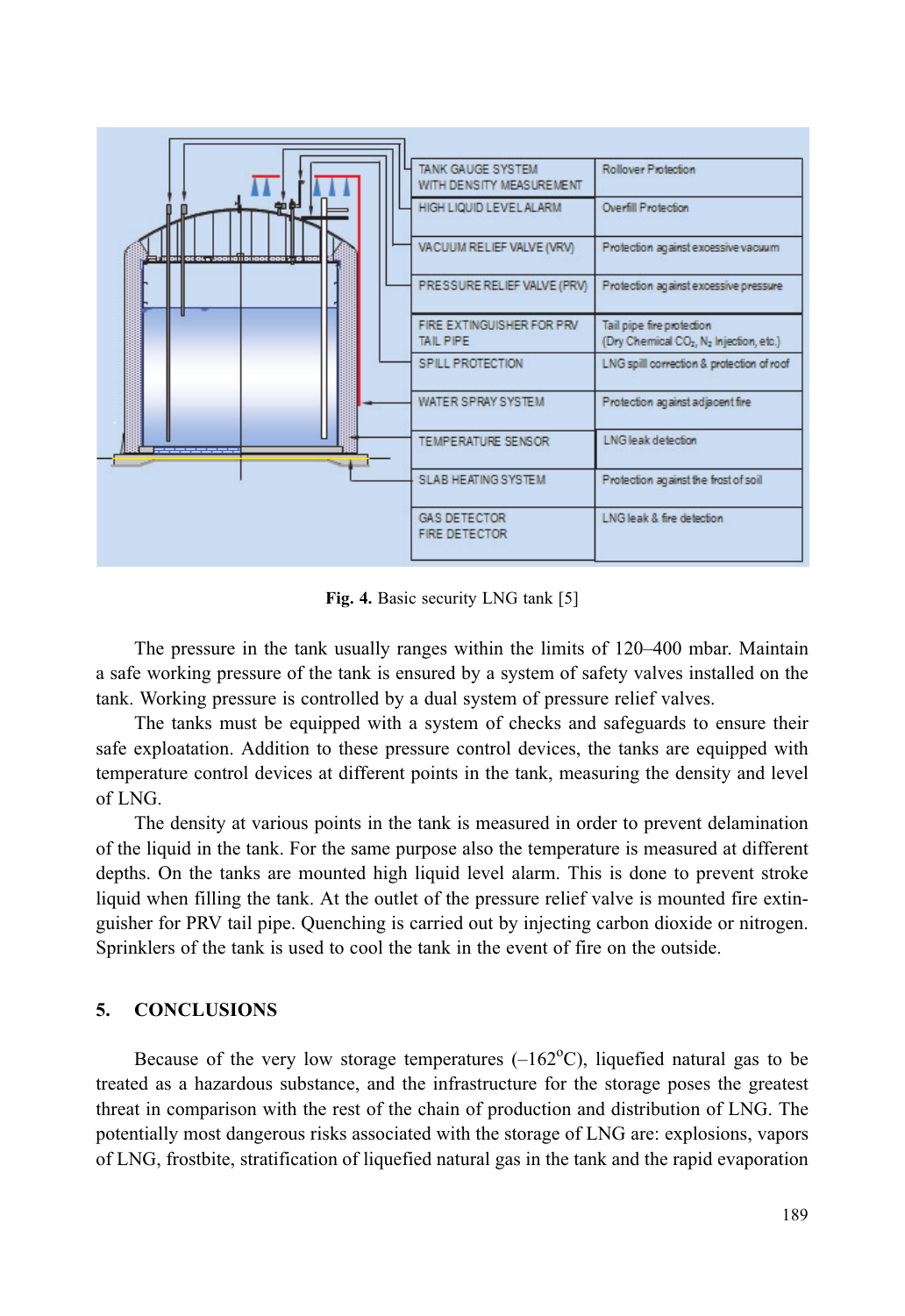| TANK GAUGE SYSTEM WITH DENSITY MEASUREMENT | Rollover Protection |
| --- | --- |
| HIGH LIQUID LEVEL ALARM | Overfill Protection |
| VACUUM RELIEF VALVE (VRV) | Protection against excessive vacuum |
| PRESSURE RELIEF VALVE (PRV) | Protection against excessive pressure |
| FIRE EXTINGUISHER FOR PRV TAIL PIPE | Tail pipe fire protection (Dry Chemical $CO_2$, $N_2$ Injection, etc.) |
| SPILL PROTECTION | LNG spill correction & protection of roof |
| WATER SPRAY SYSTEM | Protection against adjacent fire |
| TEMPERATURE SENSOR | LNG leak detection |
| SLAB HEATING SYSTEM | Protection against the frost of soil |
| GAS DETECTOR FIRE DETECTOR | LNG leak & fire detection |

**Fig. 4.** Basic security LNG tank [5]

The pressure in the tank usually ranges within the limits of 120–400 mbar. Maintain a safe working pressure of the tank is ensured by a system of safety valves installed on the tank. Working pressure is controlled by a dual system of pressure relief valves.

The tanks must be equipped with a system of checks and safeguards to ensure their safe exploatation. Addition to these pressure control devices, the tanks are equipped with temperature control devices at different points in the tank, measuring the density and level of LNG.

The density at various points in the tank is measured in order to prevent delamination of the liquid in the tank. For the same purpose also the temperature is measured at different depths. On the tanks are mounted high liquid level alarm. This is done to prevent stroke liquid when filling the tank. At the outlet of the pressure relief valve is mounted fire extinguisher for PRV tail pipe. Quenching is carried out by injecting carbon dioxide or nitrogen. Sprinklers of the tank is used to cool the tank in the event of fire on the outside.

## 5. CONCLUSIONS

Because of the very low storage temperatures (–162°C), liquefied natural gas to be treated as a hazardous substance, and the infrastructure for the storage poses the greatest threat in comparison with the rest of the chain of production and distribution of LNG. The potentially most dangerous risks associated with the storage of LNG are: explosions, vapors of LNG, frostbite, stratification of liquefied natural gas in the tank and the rapid evaporation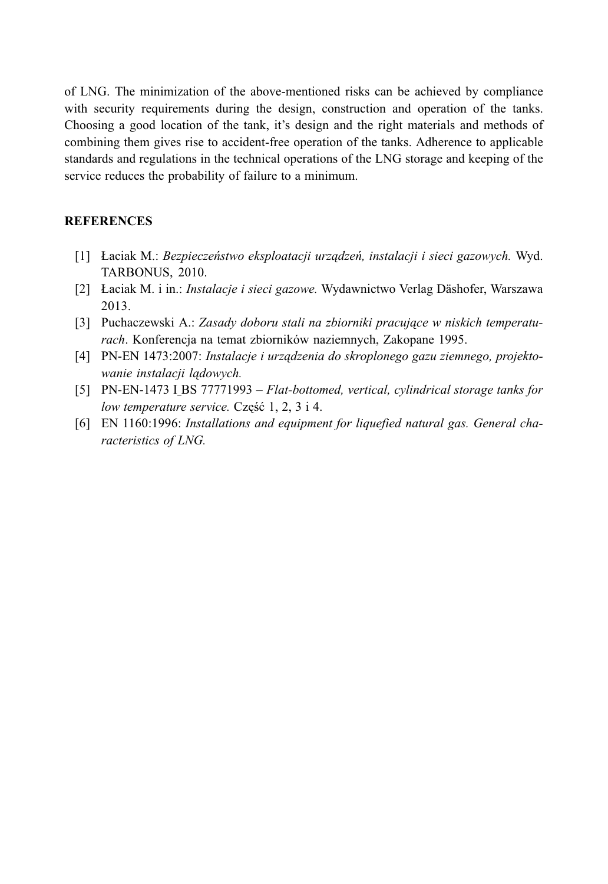of LNG. The minimization of the above-mentioned risks can be achieved by compliance with security requirements during the design, construction and operation of the tanks. Choosing a good location of the tank, it's design and the right materials and methods of combining them gives rise to accident-free operation of the tanks. Adherence to applicable standards and regulations in the technical operations of the LNG storage and keeping of the service reduces the probability of failure to a minimum.

## REFERENCES

[1] Łaciak M.: *Bezpieczeństwo eksploatacji urządzeń, instalacji i sieci gazowych.* Wyd. TARBONUS, 2010.

[2] Łaciak M. i in.: *Instalacje i sieci gazowe.* Wydawnictwo Verlag Däshofer, Warszawa 2013.

[3] Puchaczewski A.: *Zasady doboru stali na zbiorniki pracujące w niskich temperaturach*. Konferencja na temat zbiorników naziemnych, Zakopane 1995.

[4] PN-EN 1473:2007: *Instalacje i urządzenia do skroplonego gazu ziemnego, projektowanie instalacji lądowych.*

[5] PN-EN-1473 I_BS 77771993 – *Flat-bottomed, vertical, cylindrical storage tanks for low temperature service.* Część 1, 2, 3 i 4.

[6] EN 1160:1996: *Installations and equipment for liquefied natural gas. General characteristics of LNG.*